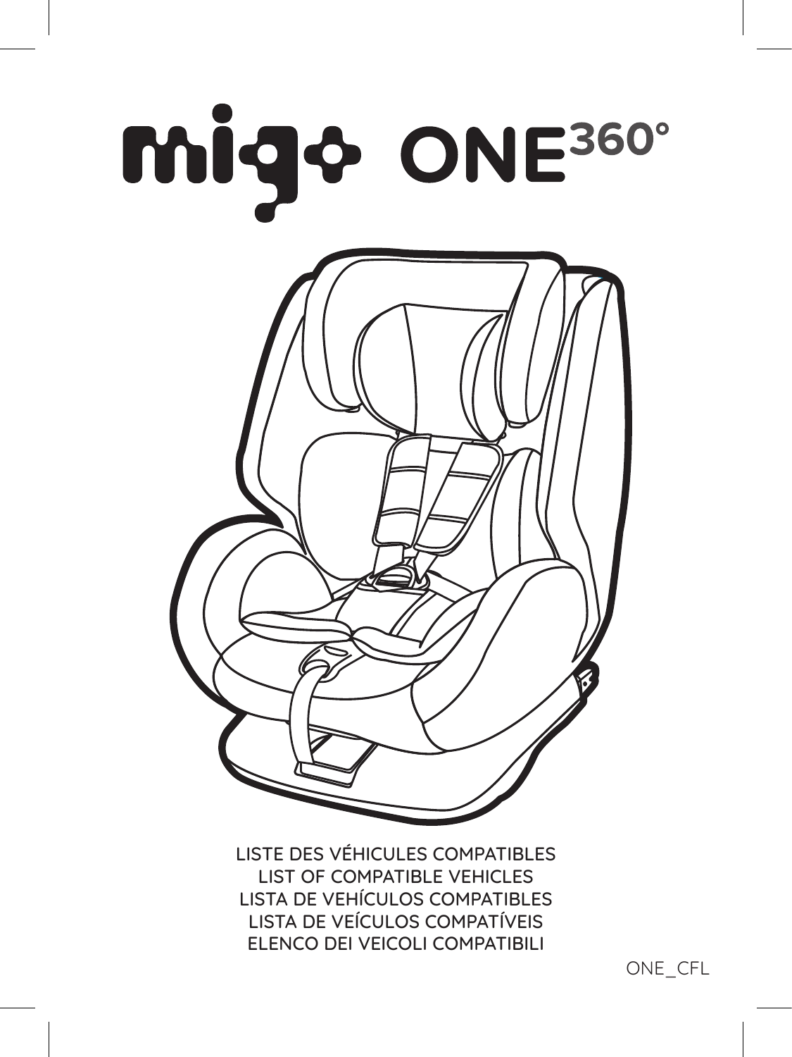# migo ONE 360°

LISTE DES VÉHICULES COMPATIBLES
LIST OF COMPATIBLE VEHICLES
LISTA DE VEHÍCULOS COMPATIBLES
LISTA DE VEÍCULOS COMPATÍVEIS
ELENCO DEI VEICOLI COMPATIBILI

ONE_CFL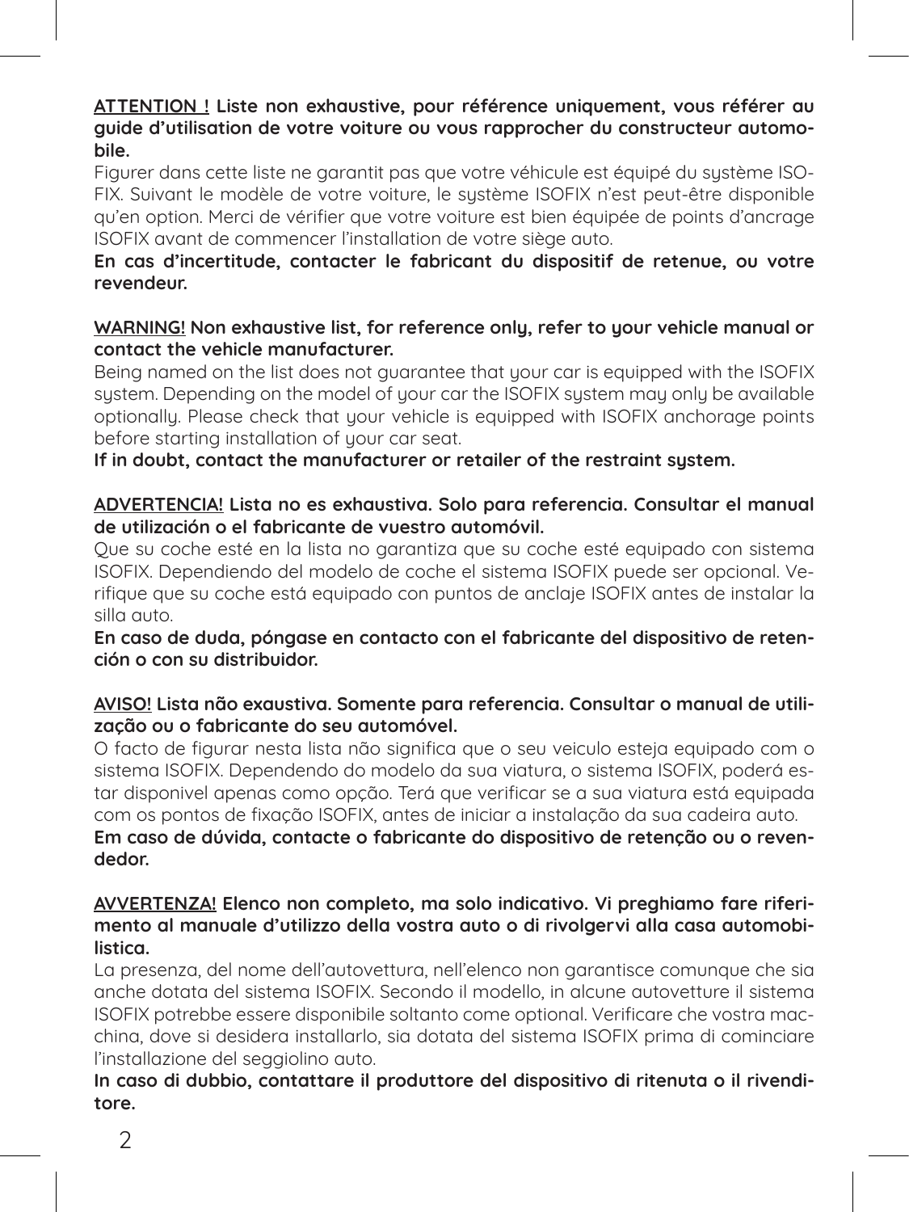**ATTENTION !** **Liste non exhaustive, pour référence uniquement, vous référer au guide d'utilisation de votre voiture ou vous rapprocher du constructeur automobile.**

Figurer dans cette liste ne garantit pas que votre véhicule est équipé du système ISOFIX. Suivant le modèle de votre voiture, le système ISOFIX n'est peut-être disponible qu'en option. Merci de vérifier que votre voiture est bien équipée de points d'ancrage ISOFIX avant de commencer l'installation de votre siège auto.

**En cas d'incertitude, contacter le fabricant du dispositif de retenue, ou votre revendeur.**

**WARNING!** **Non exhaustive list, for reference only, refer to your vehicle manual or contact the vehicle manufacturer.**

Being named on the list does not guarantee that your car is equipped with the ISOFIX system. Depending on the model of your car the ISOFIX system may only be available optionally. Please check that your vehicle is equipped with ISOFIX anchorage points before starting installation of your car seat.

**If in doubt, contact the manufacturer or retailer of the restraint system.**

**ADVERTENCIA!** **Lista no es exhaustiva. Solo para referencia. Consultar el manual de utilización o el fabricante de vuestro automóvil.**

Que su coche esté en la lista no garantiza que su coche esté equipado con sistema ISOFIX. Dependiendo del modelo de coche el sistema ISOFIX puede ser opcional. Verifique que su coche está equipado con puntos de anclaje ISOFIX antes de instalar la silla auto.

**En caso de duda, póngase en contacto con el fabricante del dispositivo de retención o con su distribuidor.**

**AVISO!** **Lista não exaustiva. Somente para referencia. Consultar o manual de utilização ou o fabricante do seu automóvel.**

O facto de figurar nesta lista não significa que o seu veiculo esteja equipado com o sistema ISOFIX. Dependendo do modelo da sua viatura, o sistema ISOFIX, poderá estar disponivel apenas como opção. Terá que verificar se a sua viatura está equipada com os pontos de fixação ISOFIX, antes de iniciar a instalação da sua cadeira auto.

**Em caso de dúvida, contacte o fabricante do dispositivo de retenção ou o revendedor.**

**AVVERTENZA!** **Elenco non completo, ma solo indicativo. Vi preghiamo fare riferimento al manuale d'utilizzo della vostra auto o di rivolgervi alla casa automobilistica.**

La presenza, del nome dell'autovettura, nell'elenco non garantisce comunque che sia anche dotata del sistema ISOFIX. Secondo il modello, in alcune autovetture il sistema ISOFIX potrebbe essere disponibile soltanto come optional. Verificare che vostra macchina, dove si desidera installarlo, sia dotata del sistema ISOFIX prima di cominciare l'installazione del seggiolino auto.

**In caso di dubbio, contattare il produttore del dispositivo di ritenuta o il rivenditore.**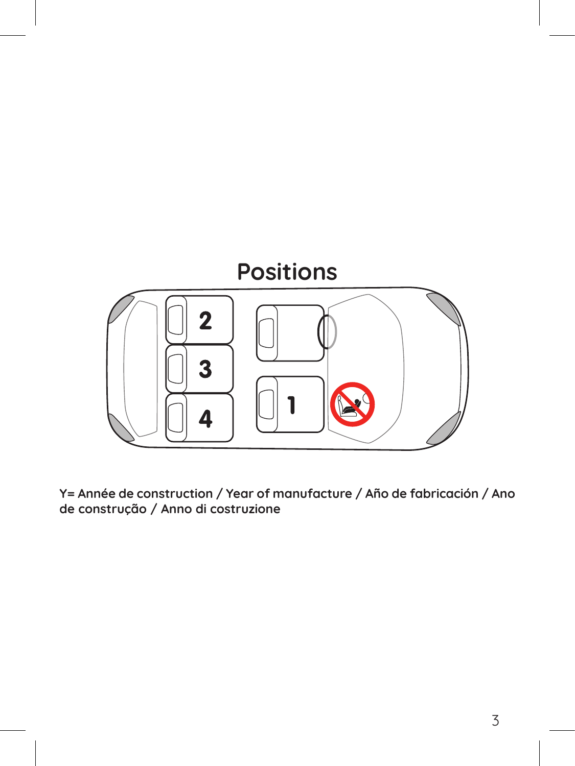# Positions

2

3

4

1

Y= Année de construction / Year of manufacture / Año de fabricación / Ano de construção / Anno di costruzione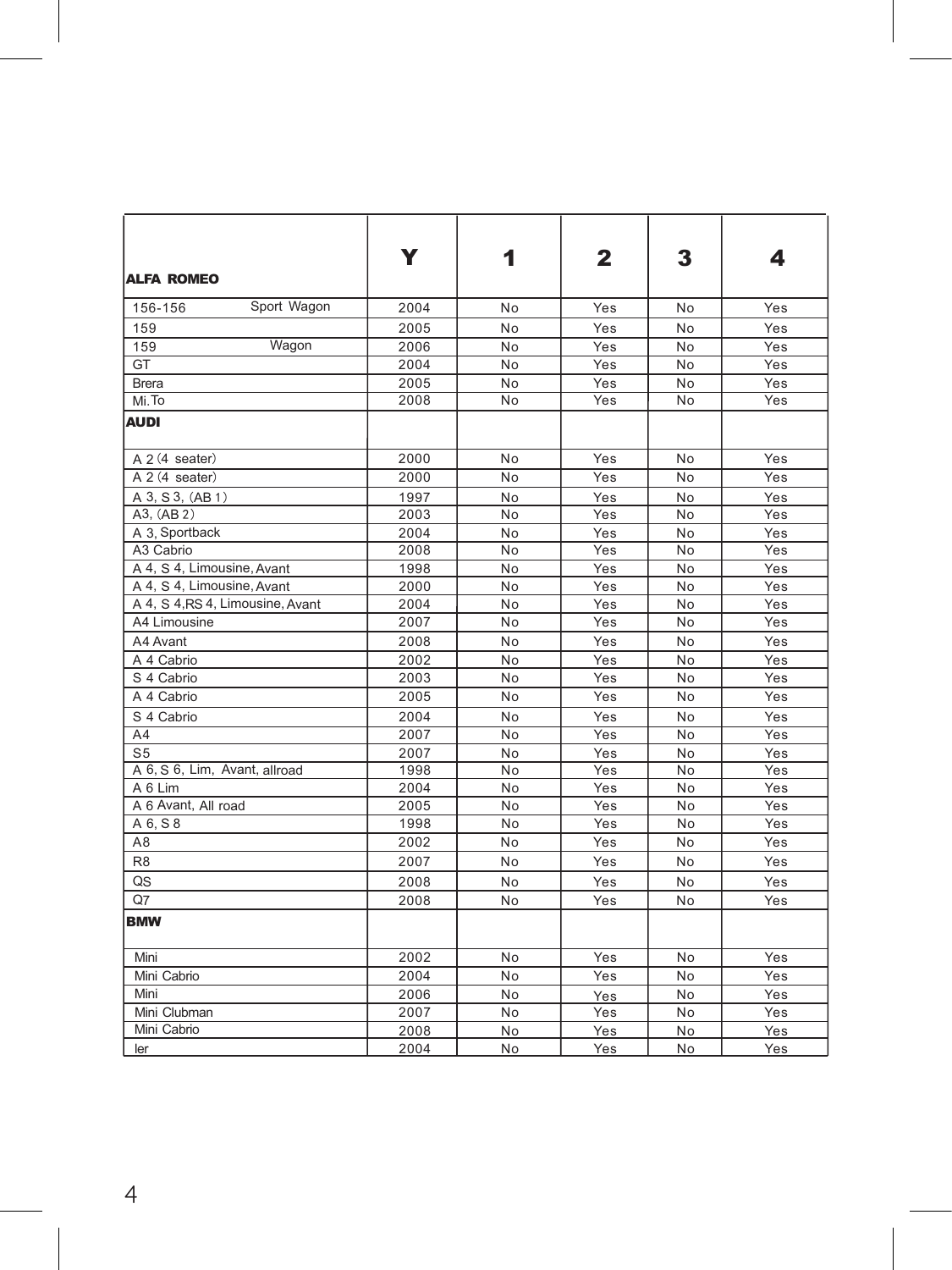| ALFA ROMEO | Y | 1 | 2 | 3 | 4 |
|---|---|---|---|---|---|
| 156-156 Sport Wagon | 2004 | No | Yes | No | Yes |
| 159 | 2005 | No | Yes | No | Yes |
| 159 Wagon | 2006 | No | Yes | No | Yes |
| GT | 2004 | No | Yes | No | Yes |
| Brera | 2005 | No | Yes | No | Yes |
| Mi.To | 2008 | No | Yes | No | Yes |
| **AUDI** | | | | | |
| A 2 (4 seater) | 2000 | No | Yes | No | Yes |
| A 2 (4 seater) | 2000 | No | Yes | No | Yes |
| A 3, S 3, (AB 1) | 1997 | No | Yes | No | Yes |
| A3, (AB 2) | 2003 | No | Yes | No | Yes |
| A 3, Sportback | 2004 | No | Yes | No | Yes |
| A3 Cabrio | 2008 | No | Yes | No | Yes |
| A 4, S 4, Limousine, Avant | 1998 | No | Yes | No | Yes |
| A 4, S 4, Limousine, Avant | 2000 | No | Yes | No | Yes |
| A 4, S 4,RS 4, Limousine, Avant | 2004 | No | Yes | No | Yes |
| A4 Limousine | 2007 | No | Yes | No | Yes |
| A4 Avant | 2008 | No | Yes | No | Yes |
| A 4 Cabrio | 2002 | No | Yes | No | Yes |
| S 4 Cabrio | 2003 | No | Yes | No | Yes |
| A 4 Cabrio | 2005 | No | Yes | No | Yes |
| S 4 Cabrio | 2004 | No | Yes | No | Yes |
| A4 | 2007 | No | Yes | No | Yes |
| S5 | 2007 | No | Yes | No | Yes |
| A 6, S 6, Lim, Avant, allroad | 1998 | No | Yes | No | Yes |
| A 6 Lim | 2004 | No | Yes | No | Yes |
| A 6 Avant, All road | 2005 | No | Yes | No | Yes |
| A 6, S 8 | 1998 | No | Yes | No | Yes |
| A8 | 2002 | No | Yes | No | Yes |
| R8 | 2007 | No | Yes | No | Yes |
| QS | 2008 | No | Yes | No | Yes |
| Q7 | 2008 | No | Yes | No | Yes |
| **BMW** | | | | | |
| Mini | 2002 | No | Yes | No | Yes |
| Mini Cabrio | 2004 | No | Yes | No | Yes |
| Mini | 2006 | No | Yes | No | Yes |
| Mini Clubman | 2007 | No | Yes | No | Yes |
| Mini Cabrio | 2008 | No | Yes | No | Yes |
| ler | 2004 | No | Yes | No | Yes |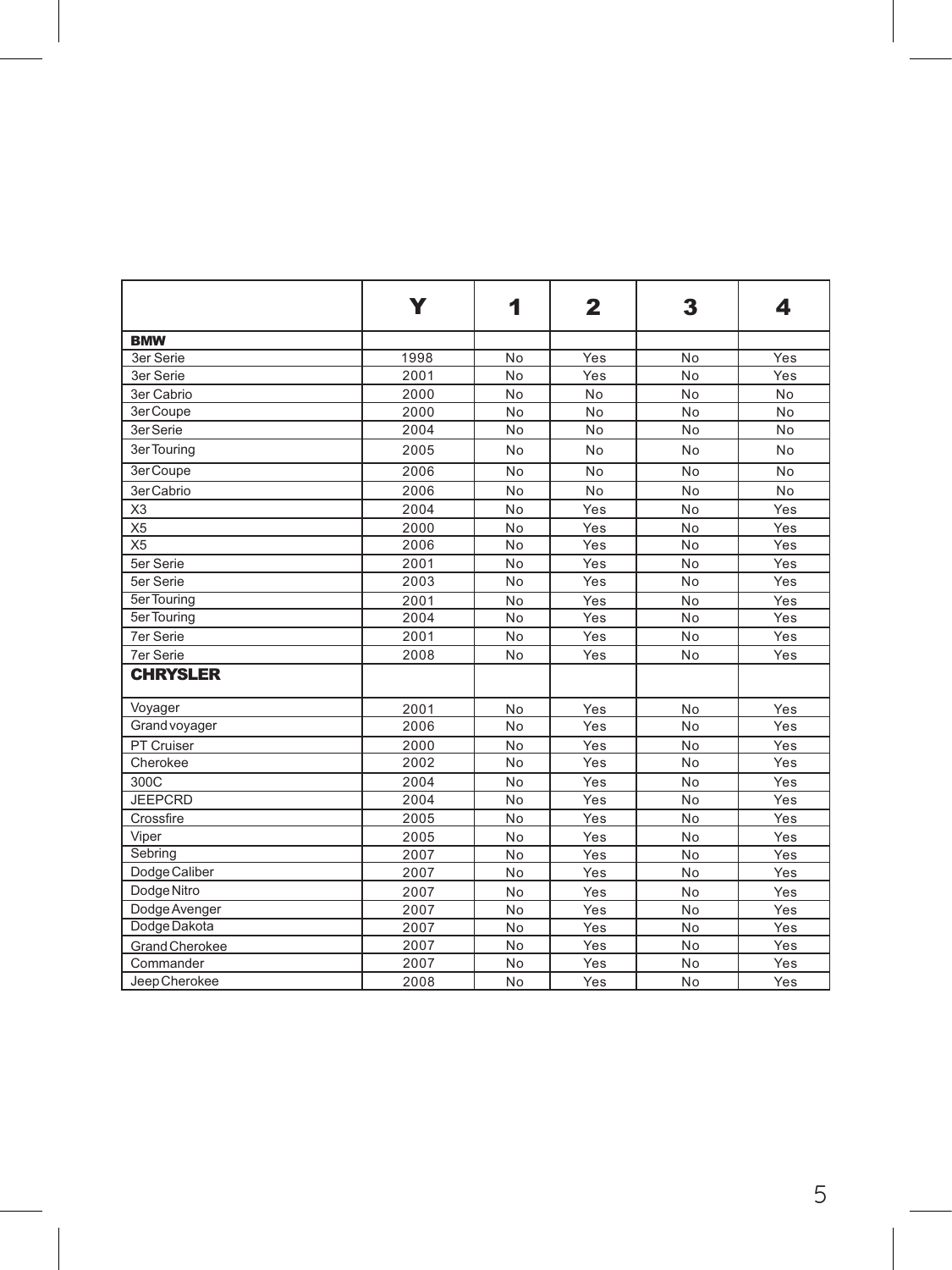|  | Y | 1 | 2 | 3 | 4 |
|---|---|---|---|---|---|
| **BMW** |  |  |  |  |  |
| 3er Serie | 1998 | No | Yes | No | Yes |
| 3er Serie | 2001 | No | Yes | No | Yes |
| 3er Cabrio | 2000 | No | No | No | No |
| 3er Coupe | 2000 | No | No | No | No |
| 3er Serie | 2004 | No | No | No | No |
| 3er Touring | 2005 | No | No | No | No |
| 3er Coupe | 2006 | No | No | No | No |
| 3er Cabrio | 2006 | No | No | No | No |
| X3 | 2004 | No | Yes | No | Yes |
| X5 | 2000 | No | Yes | No | Yes |
| X5 | 2006 | No | Yes | No | Yes |
| 5er Serie | 2001 | No | Yes | No | Yes |
| 5er Serie | 2003 | No | Yes | No | Yes |
| 5er Touring | 2001 | No | Yes | No | Yes |
| 5er Touring | 2004 | No | Yes | No | Yes |
| 7er Serie | 2001 | No | Yes | No | Yes |
| 7er Serie | 2008 | No | Yes | No | Yes |
| **CHRYSLER** |  |  |  |  |  |
| Voyager | 2001 | No | Yes | No | Yes |
| Grand voyager | 2006 | No | Yes | No | Yes |
| PT Cruiser | 2000 | No | Yes | No | Yes |
| Cherokee | 2002 | No | Yes | No | Yes |
| 300C | 2004 | No | Yes | No | Yes |
| JEEPCRD | 2004 | No | Yes | No | Yes |
| Crossfire | 2005 | No | Yes | No | Yes |
| Viper | 2005 | No | Yes | No | Yes |
| Sebring | 2007 | No | Yes | No | Yes |
| Dodge Caliber | 2007 | No | Yes | No | Yes |
| Dodge Nitro | 2007 | No | Yes | No | Yes |
| Dodge Avenger | 2007 | No | Yes | No | Yes |
| Dodge Dakota | 2007 | No | Yes | No | Yes |
| Grand Cherokee | 2007 | No | Yes | No | Yes |
| Commander | 2007 | No | Yes | No | Yes |
| Jeep Cherokee | 2008 | No | Yes | No | Yes |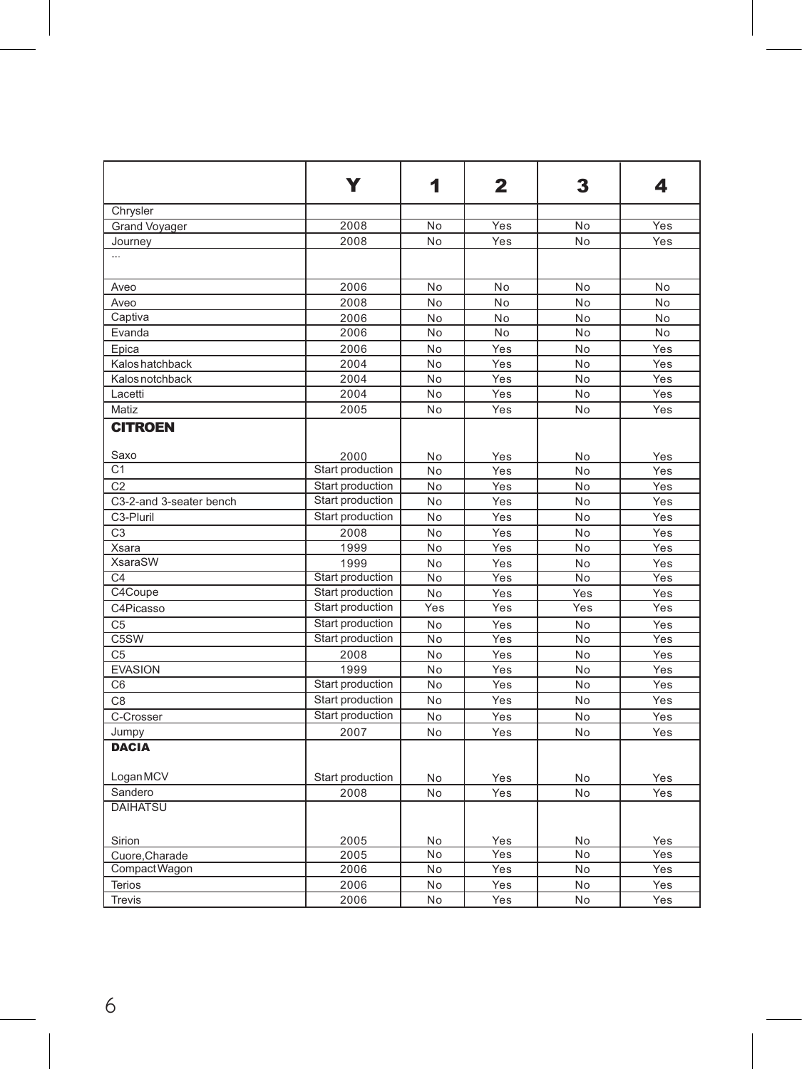| | Y | 1 | 2 | 3 | 4 |
|---|---|---|---|---|---|
| Chrysler | | | | | |
| Grand Voyager | 2008 | No | Yes | No | Yes |
| Journey | 2008 | No | Yes | No | Yes |
| --- | | | | | |
| Aveo | 2006 | No | No | No | No |
| Aveo | 2008 | No | No | No | No |
| Captiva | 2006 | No | No | No | No |
| Evanda | 2006 | No | No | No | No |
| Epica | 2006 | No | Yes | No | Yes |
| Kalos hatchback | 2004 | No | Yes | No | Yes |
| Kalos notchback | 2004 | No | Yes | No | Yes |
| Lacetti | 2004 | No | Yes | No | Yes |
| Matiz | 2005 | No | Yes | No | Yes |
| **CITROEN** | | | | | |
| Saxo | 2000 | No | Yes | No | Yes |
| C1 | Start production | No | Yes | No | Yes |
| C2 | Start production | No | Yes | No | Yes |
| C3-2-and 3-seater bench | Start production | No | Yes | No | Yes |
| C3-Pluril | Start production | No | Yes | No | Yes |
| C3 | 2008 | No | Yes | No | Yes |
| Xsara | 1999 | No | Yes | No | Yes |
| XsaraSW | 1999 | No | Yes | No | Yes |
| C4 | Start production | No | Yes | No | Yes |
| C4Coupe | Start production | No | Yes | Yes | Yes |
| C4Picasso | Start production | Yes | Yes | Yes | Yes |
| C5 | Start production | No | Yes | No | Yes |
| C5SW | Start production | No | Yes | No | Yes |
| C5 | 2008 | No | Yes | No | Yes |
| EVASION | 1999 | No | Yes | No | Yes |
| C6 | Start production | No | Yes | No | Yes |
| C8 | Start production | No | Yes | No | Yes |
| C-Crosser | Start production | No | Yes | No | Yes |
| Jumpy | 2007 | No | Yes | No | Yes |
| **DACIA** | | | | | |
| Logan MCV | Start production | No | Yes | No | Yes |
| Sandero | 2008 | No | Yes | No | Yes |
| DAIHATSU | | | | | |
| Sirion | 2005 | No | Yes | No | Yes |
| Cuore,Charade | 2005 | No | Yes | No | Yes |
| Compact Wagon | 2006 | No | Yes | No | Yes |
| Terios | 2006 | No | Yes | No | Yes |
| Trevis | 2006 | No | Yes | No | Yes |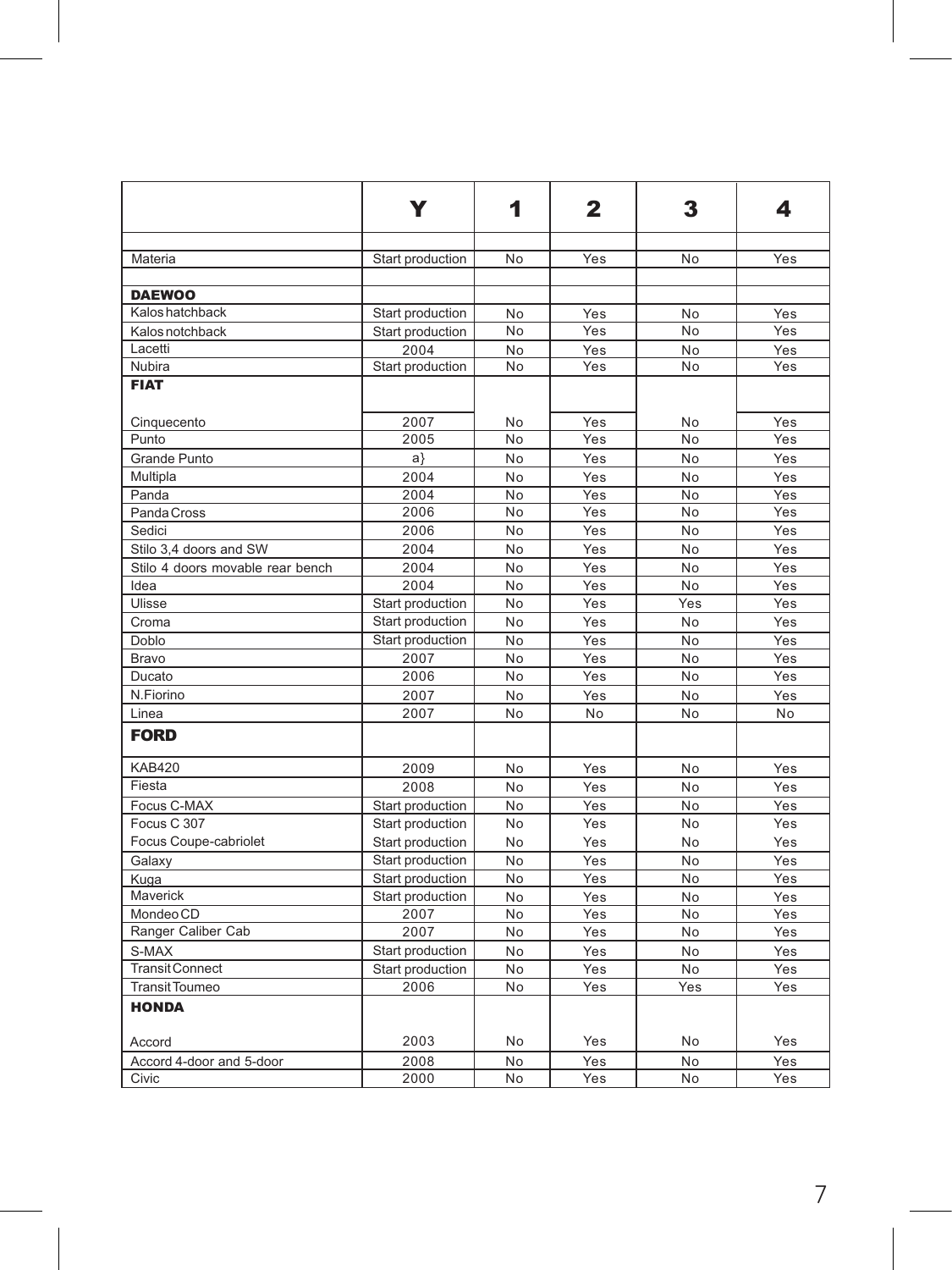| | Y | 1 | 2 | 3 | 4 |
|---|---|---|---|---|---|
| | | | | | |
| Materia | Start production | No | Yes | No | Yes |
| | | | | | |
| **DAEWOO** | | | | | |
| Kalos hatchback | Start production | No | Yes | No | Yes |
| Kalos notchback | Start production | No | Yes | No | Yes |
| Lacetti | 2004 | No | Yes | No | Yes |
| Nubira | Start production | No | Yes | No | Yes |
| **FIAT** | | | | | |
| Cinquecento | 2007 | No | Yes | No | Yes |
| Punto | 2005 | No | Yes | No | Yes |
| Grande Punto | a} | No | Yes | No | Yes |
| Multipla | 2004 | No | Yes | No | Yes |
| Panda | 2004 | No | Yes | No | Yes |
| Panda Cross | 2006 | No | Yes | No | Yes |
| Sedici | 2006 | No | Yes | No | Yes |
| Stilo 3,4 doors and SW | 2004 | No | Yes | No | Yes |
| Stilo 4 doors movable rear bench | 2004 | No | Yes | No | Yes |
| Idea | 2004 | No | Yes | No | Yes |
| Ulisse | Start production | No | Yes | Yes | Yes |
| Croma | Start production | No | Yes | No | Yes |
| Doblo | Start production | No | Yes | No | Yes |
| Bravo | 2007 | No | Yes | No | Yes |
| Ducato | 2006 | No | Yes | No | Yes |
| N.Fiorino | 2007 | No | Yes | No | Yes |
| Linea | 2007 | No | No | No | No |
| **FORD** | | | | | |
| KAB420 | 2009 | No | Yes | No | Yes |
| Fiesta | 2008 | No | Yes | No | Yes |
| Focus C-MAX | Start production | No | Yes | No | Yes |
| Focus C 307 | Start production | No | Yes | No | Yes |
| Focus Coupe-cabriolet | Start production | No | Yes | No | Yes |
| Galaxy | Start production | No | Yes | No | Yes |
| Kuga | Start production | No | Yes | No | Yes |
| Maverick | Start production | No | Yes | No | Yes |
| Mondeo CD | 2007 | No | Yes | No | Yes |
| Ranger Caliber Cab | 2007 | No | Yes | No | Yes |
| S-MAX | Start production | No | Yes | No | Yes |
| Transit Connect | Start production | No | Yes | No | Yes |
| Transit Toumeo | 2006 | No | Yes | Yes | Yes |
| **HONDA** | | | | | |
| Accord | 2003 | No | Yes | No | Yes |
| Accord 4-door and 5-door | 2008 | No | Yes | No | Yes |
| Civic | 2000 | No | Yes | No | Yes |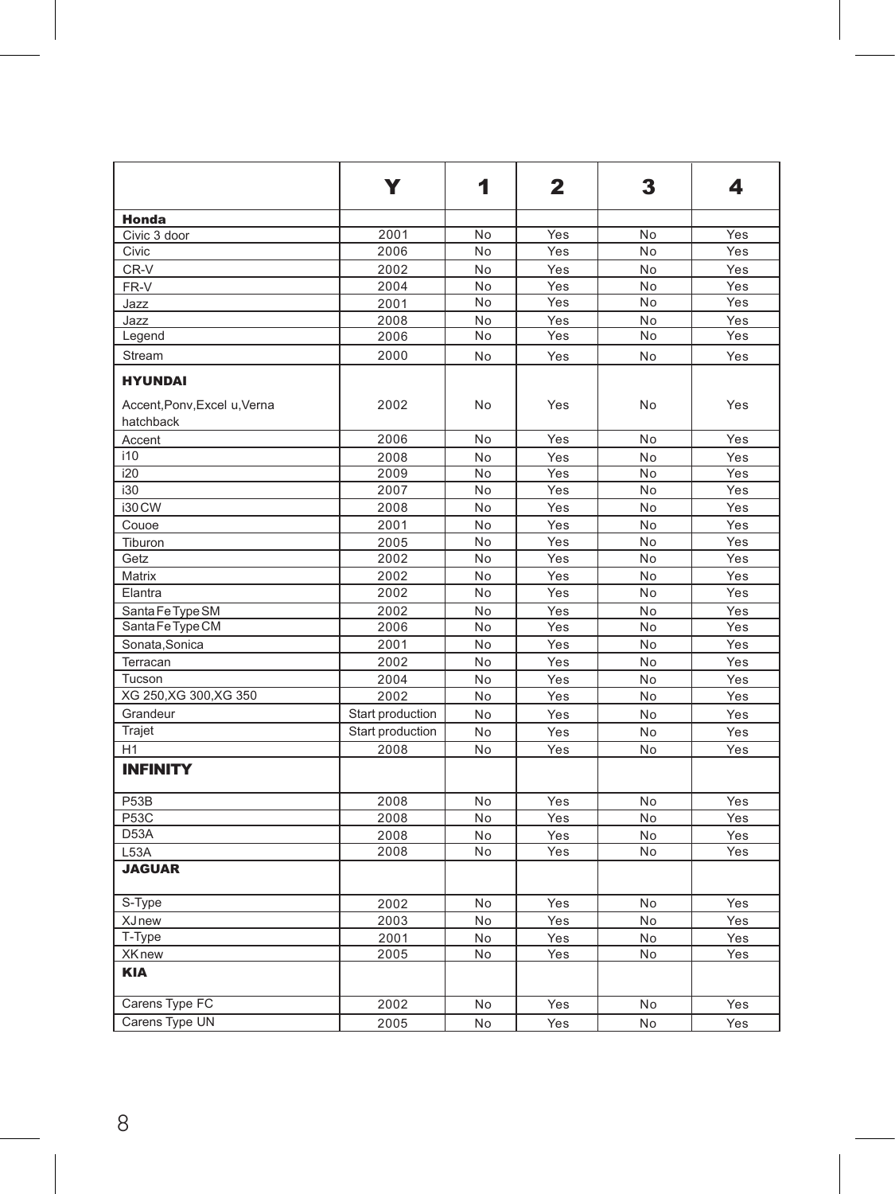| | Y | 1 | 2 | 3 | 4 |
|---|---|---|---|---|---|
| **Honda** | | | | | |
| Civic 3 door | 2001 | No | Yes | No | Yes |
| Civic | 2006 | No | Yes | No | Yes |
| CR-V | 2002 | No | Yes | No | Yes |
| FR-V | 2004 | No | Yes | No | Yes |
| Jazz | 2001 | No | Yes | No | Yes |
| Jazz | 2008 | No | Yes | No | Yes |
| Legend | 2006 | No | Yes | No | Yes |
| Stream | 2000 | No | Yes | No | Yes |
| **HYUNDAI** | | | | | |
| Accent,Ponv,Excel u,Verna hatchback | 2002 | No | Yes | No | Yes |
| Accent | 2006 | No | Yes | No | Yes |
| i10 | 2008 | No | Yes | No | Yes |
| i20 | 2009 | No | Yes | No | Yes |
| i30 | 2007 | No | Yes | No | Yes |
| i30 CW | 2008 | No | Yes | No | Yes |
| Couoe | 2001 | No | Yes | No | Yes |
| Tiburon | 2005 | No | Yes | No | Yes |
| Getz | 2002 | No | Yes | No | Yes |
| Matrix | 2002 | No | Yes | No | Yes |
| Elantra | 2002 | No | Yes | No | Yes |
| Santa Fe Type SM | 2002 | No | Yes | No | Yes |
| Santa Fe Type CM | 2006 | No | Yes | No | Yes |
| Sonata,Sonica | 2001 | No | Yes | No | Yes |
| Terracan | 2002 | No | Yes | No | Yes |
| Tucson | 2004 | No | Yes | No | Yes |
| XG 250,XG 300,XG 350 | 2002 | No | Yes | No | Yes |
| Grandeur | Start production | No | Yes | No | Yes |
| Trajet | Start production | No | Yes | No | Yes |
| H1 | 2008 | No | Yes | No | Yes |
| **INFINITY** | | | | | |
| P53B | 2008 | No | Yes | No | Yes |
| P53C | 2008 | No | Yes | No | Yes |
| D53A | 2008 | No | Yes | No | Yes |
| L53A | 2008 | No | Yes | No | Yes |
| **JAGUAR** | | | | | |
| S-Type | 2002 | No | Yes | No | Yes |
| XJ new | 2003 | No | Yes | No | Yes |
| T-Type | 2001 | No | Yes | No | Yes |
| XK new | 2005 | No | Yes | No | Yes |
| **KIA** | | | | | |
| Carens Type FC | 2002 | No | Yes | No | Yes |
| Carens Type UN | 2005 | No | Yes | No | Yes |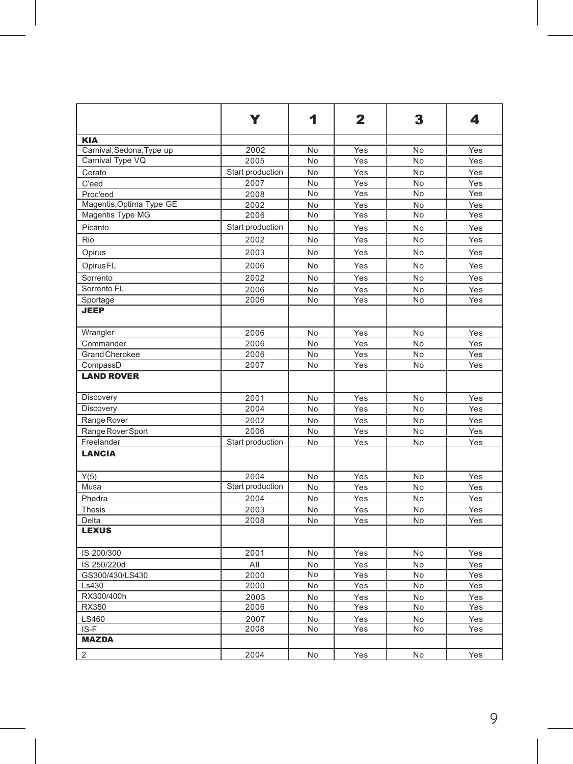| | Y | 1 | 2 | 3 | 4 |
|---|---|---|---|---|---|
| **KIA** | | | | | |
| Carnival,Sedona,Type up | 2002 | No | Yes | No | Yes |
| Carnival Type VQ | 2005 | No | Yes | No | Yes |
| Cerato | Start production | No | Yes | No | Yes |
| C'eed | 2007 | No | Yes | No | Yes |
| Proc'eed | 2008 | No | Yes | No | Yes |
| Magentis,Optima Type GE | 2002 | No | Yes | No | Yes |
| Magentis Type MG | 2006 | No | Yes | No | Yes |
| Picanto | Start production | No | Yes | No | Yes |
| Rio | 2002 | No | Yes | No | Yes |
| Opirus | 2003 | No | Yes | No | Yes |
| Opirus FL | 2006 | No | Yes | No | Yes |
| Sorrento | 2002 | No | Yes | No | Yes |
| Sorrento FL | 2006 | No | Yes | No | Yes |
| Sportage | 2006 | No | Yes | No | Yes |
| **JEEP** | | | | | |
| Wrangler | 2006 | No | Yes | No | Yes |
| Commander | 2006 | No | Yes | No | Yes |
| Grand Cherokee | 2006 | No | Yes | No | Yes |
| CompassD | 2007 | No | Yes | No | Yes |
| **LAND ROVER** | | | | | |
| Discovery | 2001 | No | Yes | No | Yes |
| Discovery | 2004 | No | Yes | No | Yes |
| Range Rover | 2002 | No | Yes | No | Yes |
| Range Rover Sport | 2006 | No | Yes | No | Yes |
| Freelander | Start production | No | Yes | No | Yes |
| **LANCIA** | | | | | |
| Y(5) | 2004 | No | Yes | No | Yes |
| Musa | Start production | No | Yes | No | Yes |
| Phedra | 2004 | No | Yes | No | Yes |
| Thesis | 2003 | No | Yes | No | Yes |
| Delta | 2008 | No | Yes | No | Yes |
| **LEXUS** | | | | | |
| IS 200/300 | 2001 | No | Yes | No | Yes |
| IS 250/220d | All | No | Yes | No | Yes |
| GS300/430/LS430 | 2000 | No | Yes | No | Yes |
| Ls430 | 2000 | No | Yes | No | Yes |
| RX300/400h | 2003 | No | Yes | No | Yes |
| RX350 | 2006 | No | Yes | No | Yes |
| LS460 | 2007 | No | Yes | No | Yes |
| IS-F | 2008 | No | Yes | No | Yes |
| **MAZDA** | | | | | |
| 2 | 2004 | No | Yes | No | Yes |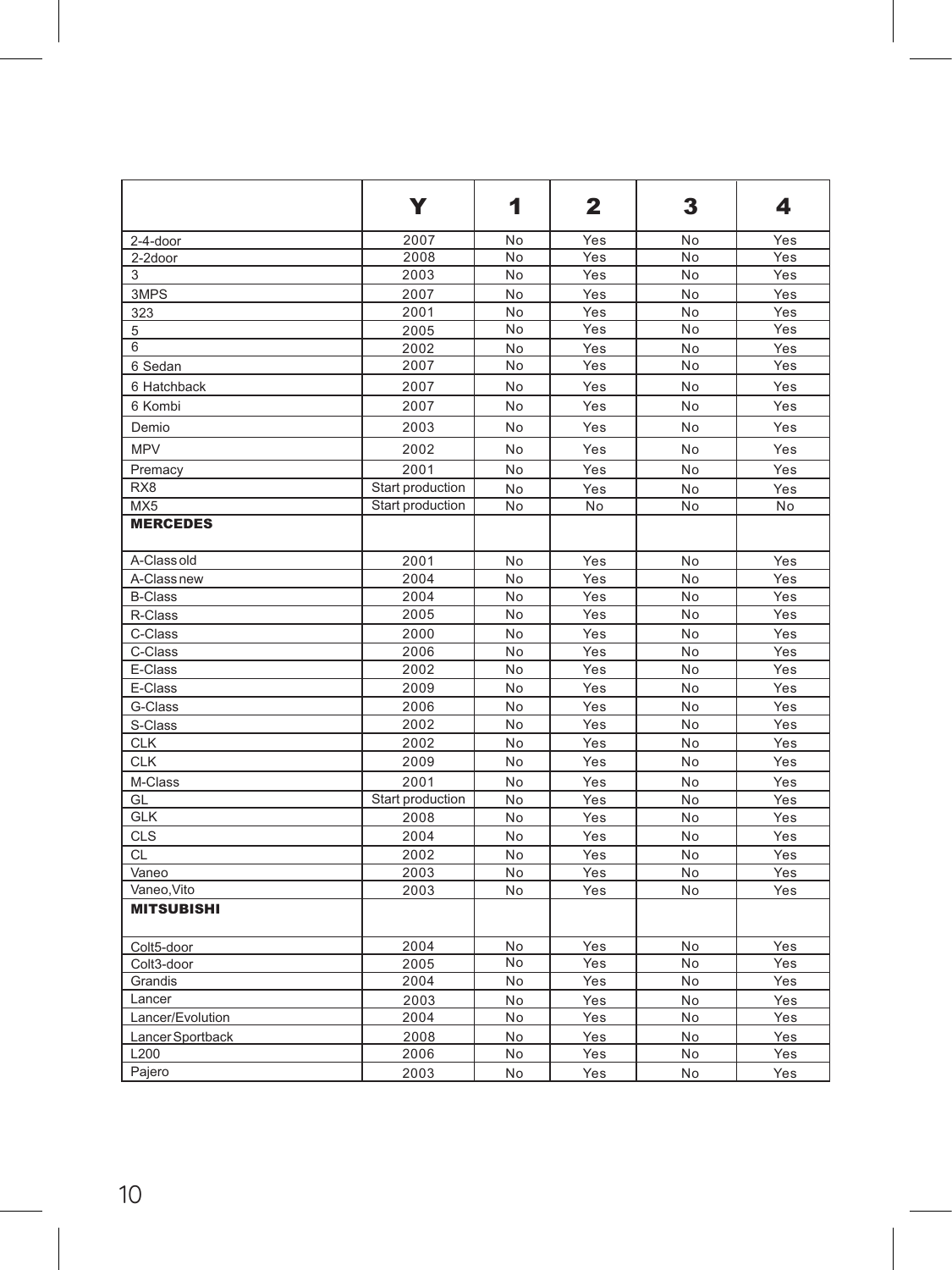| | Y | 1 | 2 | 3 | 4 |
|---|---|---|---|---|---|
| 2-4-door | 2007 | No | Yes | No | Yes |
| 2-2door | 2008 | No | Yes | No | Yes |
| 3 | 2003 | No | Yes | No | Yes |
| 3MPS | 2007 | No | Yes | No | Yes |
| 323 | 2001 | No | Yes | No | Yes |
| 5 | 2005 | No | Yes | No | Yes |
| 6 | 2002 | No | Yes | No | Yes |
| 6 Sedan | 2007 | No | Yes | No | Yes |
| 6 Hatchback | 2007 | No | Yes | No | Yes |
| 6 Kombi | 2007 | No | Yes | No | Yes |
| Demio | 2003 | No | Yes | No | Yes |
| MPV | 2002 | No | Yes | No | Yes |
| Premacy | 2001 | No | Yes | No | Yes |
| RX8 | Start production | No | Yes | No | Yes |
| MX5 | Start production | No | No | No | No |
| **MERCEDES** | | | | | |
| A-Class old | 2001 | No | Yes | No | Yes |
| A-Class new | 2004 | No | Yes | No | Yes |
| B-Class | 2004 | No | Yes | No | Yes |
| R-Class | 2005 | No | Yes | No | Yes |
| C-Class | 2000 | No | Yes | No | Yes |
| C-Class | 2006 | No | Yes | No | Yes |
| E-Class | 2002 | No | Yes | No | Yes |
| E-Class | 2009 | No | Yes | No | Yes |
| G-Class | 2006 | No | Yes | No | Yes |
| S-Class | 2002 | No | Yes | No | Yes |
| CLK | 2002 | No | Yes | No | Yes |
| CLK | 2009 | No | Yes | No | Yes |
| M-Class | 2001 | No | Yes | No | Yes |
| GL | Start production | No | Yes | No | Yes |
| GLK | 2008 | No | Yes | No | Yes |
| CLS | 2004 | No | Yes | No | Yes |
| CL | 2002 | No | Yes | No | Yes |
| Vaneo | 2003 | No | Yes | No | Yes |
| Vaneo,Vito | 2003 | No | Yes | No | Yes |
| **MITSUBISHI** | | | | | |
| Colt5-door | 2004 | No | Yes | No | Yes |
| Colt3-door | 2005 | No | Yes | No | Yes |
| Grandis | 2004 | No | Yes | No | Yes |
| Lancer | 2003 | No | Yes | No | Yes |
| Lancer/Evolution | 2004 | No | Yes | No | Yes |
| Lancer Sportback | 2008 | No | Yes | No | Yes |
| L200 | 2006 | No | Yes | No | Yes |
| Pajero | 2003 | No | Yes | No | Yes |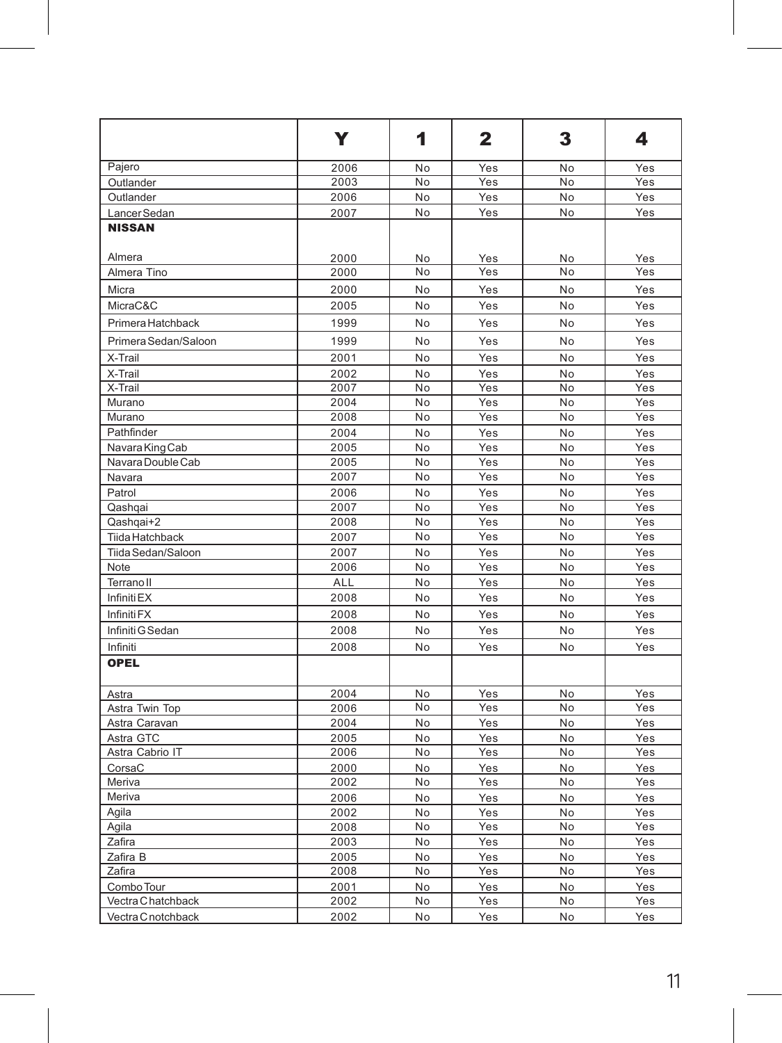| | Y | 1 | 2 | 3 | 4 |
|---|---|---|---|---|---|
| Pajero | 2006 | No | Yes | No | Yes |
| Outlander | 2003 | No | Yes | No | Yes |
| Outlander | 2006 | No | Yes | No | Yes |
| Lancer Sedan | 2007 | No | Yes | No | Yes |
| **NISSAN** | | | | | |
| Almera | 2000 | No | Yes | No | Yes |
| Almera Tino | 2000 | No | Yes | No | Yes |
| Micra | 2000 | No | Yes | No | Yes |
| MicraC&C | 2005 | No | Yes | No | Yes |
| Primera Hatchback | 1999 | No | Yes | No | Yes |
| Primera Sedan/Saloon | 1999 | No | Yes | No | Yes |
| X-Trail | 2001 | No | Yes | No | Yes |
| X-Trail | 2002 | No | Yes | No | Yes |
| X-Trail | 2007 | No | Yes | No | Yes |
| Murano | 2004 | No | Yes | No | Yes |
| Murano | 2008 | No | Yes | No | Yes |
| Pathfinder | 2004 | No | Yes | No | Yes |
| Navara King Cab | 2005 | No | Yes | No | Yes |
| Navara Double Cab | 2005 | No | Yes | No | Yes |
| Navara | 2007 | No | Yes | No | Yes |
| Patrol | 2006 | No | Yes | No | Yes |
| Qashqai | 2007 | No | Yes | No | Yes |
| Qashqai+2 | 2008 | No | Yes | No | Yes |
| Tiida Hatchback | 2007 | No | Yes | No | Yes |
| Tiida Sedan/Saloon | 2007 | No | Yes | No | Yes |
| Note | 2006 | No | Yes | No | Yes |
| Terrano II | ALL | No | Yes | No | Yes |
| Infiniti EX | 2008 | No | Yes | No | Yes |
| Infiniti FX | 2008 | No | Yes | No | Yes |
| Infiniti G Sedan | 2008 | No | Yes | No | Yes |
| Infiniti | 2008 | No | Yes | No | Yes |
| **OPEL** | | | | | |
| Astra | 2004 | No | Yes | No | Yes |
| Astra Twin Top | 2006 | No | Yes | No | Yes |
| Astra Caravan | 2004 | No | Yes | No | Yes |
| Astra GTC | 2005 | No | Yes | No | Yes |
| Astra Cabrio IT | 2006 | No | Yes | No | Yes |
| CorsaC | 2000 | No | Yes | No | Yes |
| Meriva | 2002 | No | Yes | No | Yes |
| Meriva | 2006 | No | Yes | No | Yes |
| Agila | 2002 | No | Yes | No | Yes |
| Agila | 2008 | No | Yes | No | Yes |
| Zafira | 2003 | No | Yes | No | Yes |
| Zafira B | 2005 | No | Yes | No | Yes |
| Zafira | 2008 | No | Yes | No | Yes |
| Combo Tour | 2001 | No | Yes | No | Yes |
| Vectra C hatchback | 2002 | No | Yes | No | Yes |
| Vectra C notchback | 2002 | No | Yes | No | Yes |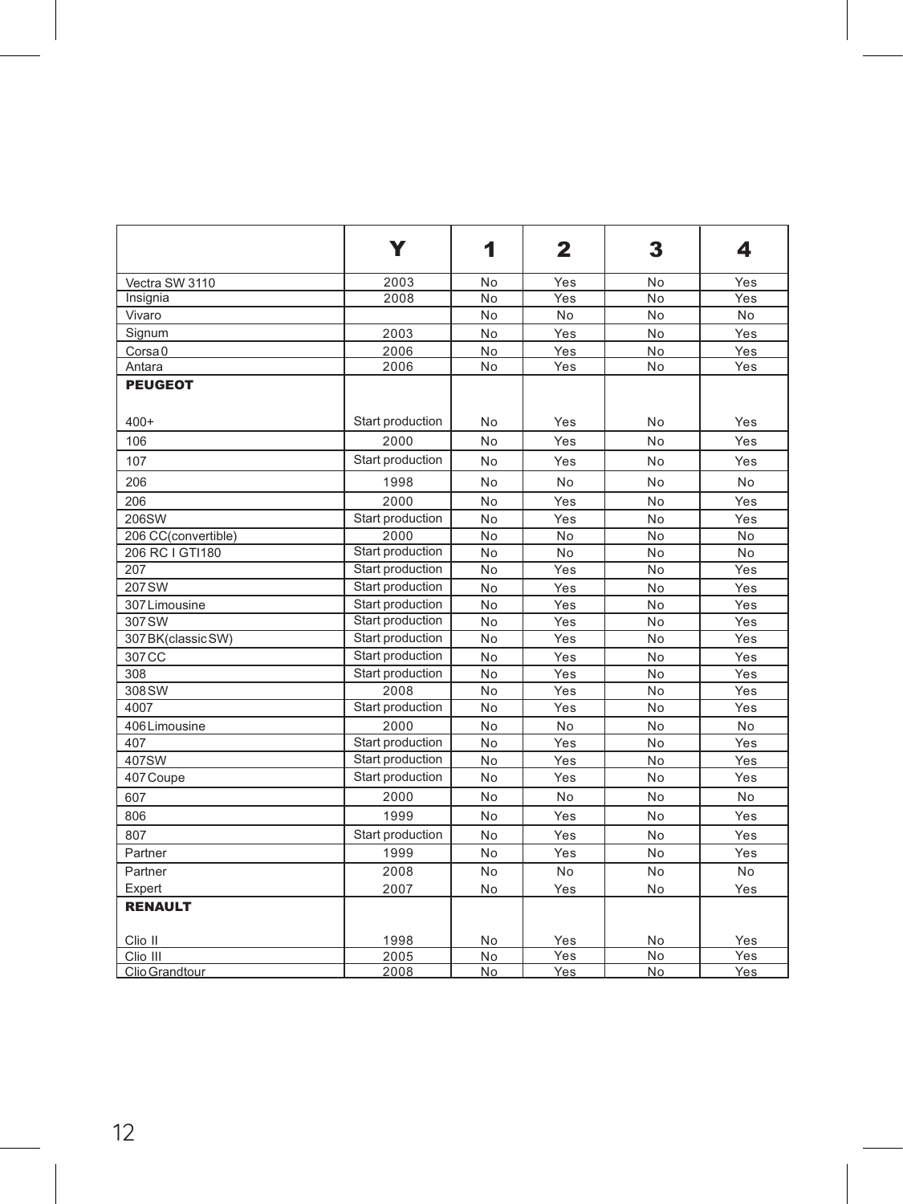| | Y | 1 | 2 | 3 | 4 |
|---|---|---|---|---|---|
| Vectra SW 3110 | 2003 | No | Yes | No | Yes |
| Insignia | 2008 | No | Yes | No | Yes |
| Vivaro | | No | No | No | No |
| Signum | 2003 | No | Yes | No | Yes |
| Corsa 0 | 2006 | No | Yes | No | Yes |
| Antara | 2006 | No | Yes | No | Yes |
| **PEUGEOT** | | | | | |
| 400+ | Start production | No | Yes | No | Yes |
| 106 | 2000 | No | Yes | No | Yes |
| 107 | Start production | No | Yes | No | Yes |
| 206 | 1998 | No | No | No | No |
| 206 | 2000 | No | Yes | No | Yes |
| 206SW | Start production | No | Yes | No | Yes |
| 206 CC(convertible) | 2000 | No | No | No | No |
| 206 RC I GTI180 | Start production | No | No | No | No |
| 207 | Start production | No | Yes | No | Yes |
| 207 SW | Start production | No | Yes | No | Yes |
| 307 Limousine | Start production | No | Yes | No | Yes |
| 307 SW | Start production | No | Yes | No | Yes |
| 307 BK(classic SW) | Start production | No | Yes | No | Yes |
| 307 CC | Start production | No | Yes | No | Yes |
| 308 | Start production | No | Yes | No | Yes |
| 308 SW | 2008 | No | Yes | No | Yes |
| 4007 | Start production | No | Yes | No | Yes |
| 406 Limousine | 2000 | No | No | No | No |
| 407 | Start production | No | Yes | No | Yes |
| 407SW | Start production | No | Yes | No | Yes |
| 407 Coupe | Start production | No | Yes | No | Yes |
| 607 | 2000 | No | No | No | No |
| 806 | 1999 | No | Yes | No | Yes |
| 807 | Start production | No | Yes | No | Yes |
| Partner | 1999 | No | Yes | No | Yes |
| Partner | 2008 | No | No | No | No |
| Expert | 2007 | No | Yes | No | Yes |
| **RENAULT** | | | | | |
| Clio II | 1998 | No | Yes | No | Yes |
| Clio III | 2005 | No | Yes | No | Yes |
| Clio Grandtour | 2008 | No | Yes | No | Yes |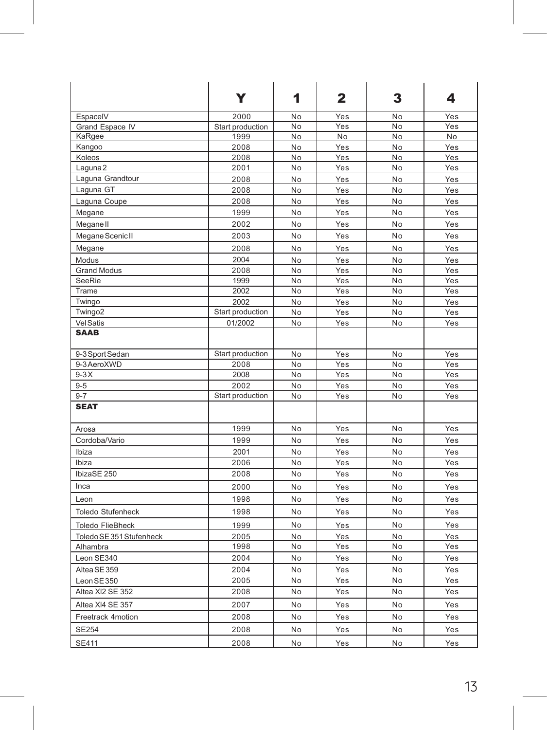| | Y | 1 | 2 | 3 | 4 |
|---|---|---|---|---|---|
| EspaceIV | 2000 | No | Yes | No | Yes |
| Grand Espace IV | Start production | No | Yes | No | Yes |
| KaRgee | 1999 | No | No | No | No |
| Kangoo | 2008 | No | Yes | No | Yes |
| Koleos | 2008 | No | Yes | No | Yes |
| Laguna2 | 2001 | No | Yes | No | Yes |
| Laguna Grandtour | 2008 | No | Yes | No | Yes |
| Laguna GT | 2008 | No | Yes | No | Yes |
| Laguna Coupe | 2008 | No | Yes | No | Yes |
| Megane | 1999 | No | Yes | No | Yes |
| Megane II | 2002 | No | Yes | No | Yes |
| Megane Scenic II | 2003 | No | Yes | No | Yes |
| Megane | 2008 | No | Yes | No | Yes |
| Modus | 2004 | No | Yes | No | Yes |
| Grand Modus | 2008 | No | Yes | No | Yes |
| SeeRie | 1999 | No | Yes | No | Yes |
| Trame | 2002 | No | Yes | No | Yes |
| Twingo | 2002 | No | Yes | No | Yes |
| Twingo2 | Start production | No | Yes | No | Yes |
| Vel Satis | 01/2002 | No | Yes | No | Yes |
| **SAAB** | | | | | |
| 9-3 Sport Sedan | Start production | No | Yes | No | Yes |
| 9-3 AeroXWD | 2008 | No | Yes | No | Yes |
| 9-3X | 2008 | No | Yes | No | Yes |
| 9-5 | 2002 | No | Yes | No | Yes |
| 9-7 | Start production | No | Yes | No | Yes |
| **SEAT** | | | | | |
| Arosa | 1999 | No | Yes | No | Yes |
| Cordoba/Vario | 1999 | No | Yes | No | Yes |
| Ibiza | 2001 | No | Yes | No | Yes |
| Ibiza | 2006 | No | Yes | No | Yes |
| IbizaSE 250 | 2008 | No | Yes | No | Yes |
| Inca | 2000 | No | Yes | No | Yes |
| Leon | 1998 | No | Yes | No | Yes |
| Toledo Stufenheck | 1998 | No | Yes | No | Yes |
| Toledo FlieBheck | 1999 | No | Yes | No | Yes |
| Toledo SE 351 Stufenheck | 2005 | No | Yes | No | Yes |
| Alhambra | 1998 | No | Yes | No | Yes |
| Leon SE340 | 2004 | No | Yes | No | Yes |
| Altea SE 359 | 2004 | No | Yes | No | Yes |
| Leon SE 350 | 2005 | No | Yes | No | Yes |
| Altea Xl2 SE 352 | 2008 | No | Yes | No | Yes |
| Altea Xl4 SE 357 | 2007 | No | Yes | No | Yes |
| Freetrack 4motion | 2008 | No | Yes | No | Yes |
| SE254 | 2008 | No | Yes | No | Yes |
| SE411 | 2008 | No | Yes | No | Yes |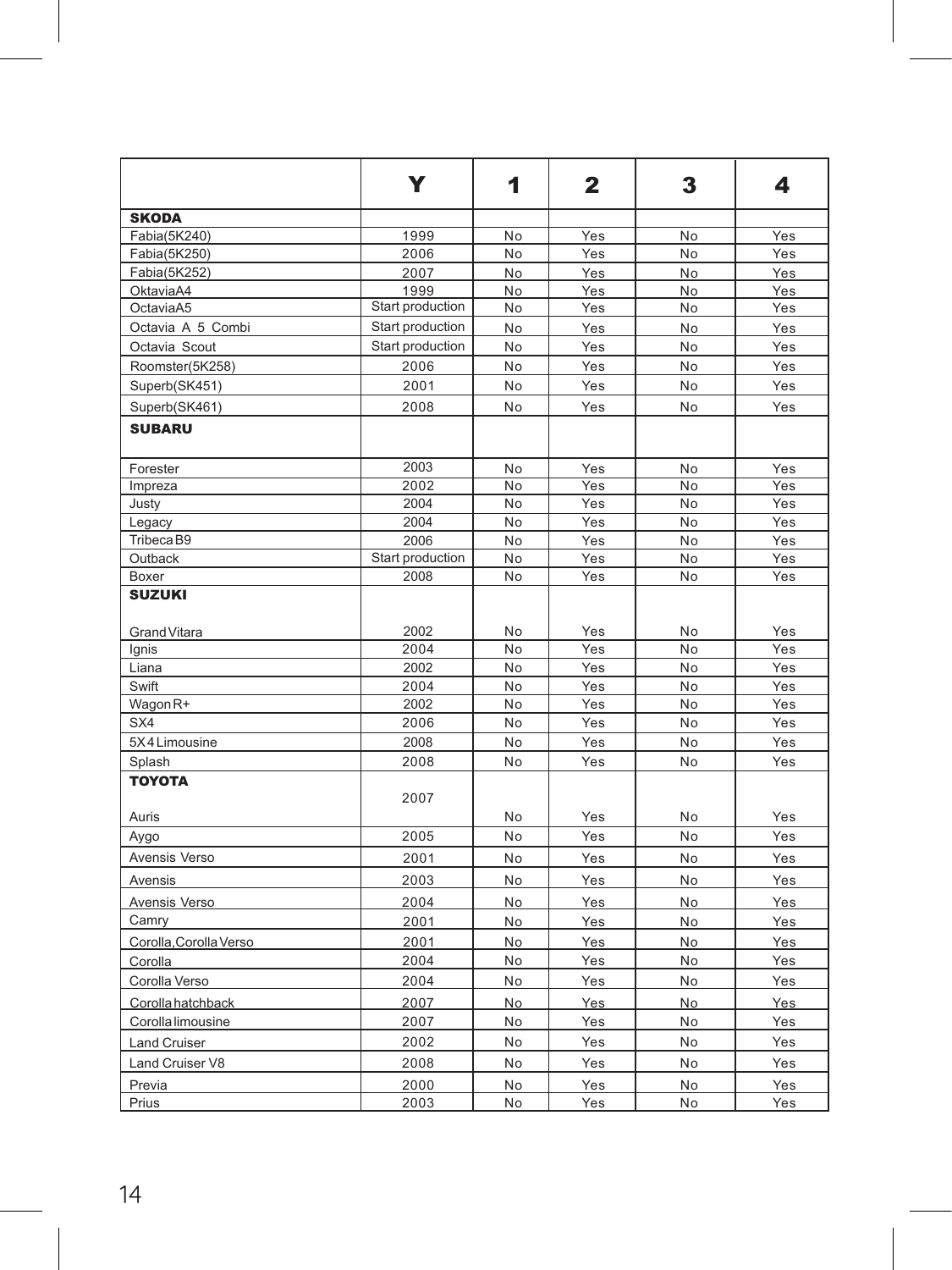| | Y | 1 | 2 | 3 | 4 |
|---|---|---|---|---|---|
| **SKODA** | | | | | |
| Fabia(5K240) | 1999 | No | Yes | No | Yes |
| Fabia(5K250) | 2006 | No | Yes | No | Yes |
| Fabia(5K252) | 2007 | No | Yes | No | Yes |
| OktaviaA4 | 1999 | No | Yes | No | Yes |
| OctaviaA5 | Start production | No | Yes | No | Yes |
| Octavia A 5 Combi | Start production | No | Yes | No | Yes |
| Octavia Scout | Start production | No | Yes | No | Yes |
| Roomster(5K258) | 2006 | No | Yes | No | Yes |
| Superb(SK451) | 2001 | No | Yes | No | Yes |
| Superb(SK461) | 2008 | No | Yes | No | Yes |
| **SUBARU** | | | | | |
| Forester | 2003 | No | Yes | No | Yes |
| Impreza | 2002 | No | Yes | No | Yes |
| Justy | 2004 | No | Yes | No | Yes |
| Legacy | 2004 | No | Yes | No | Yes |
| Tribeca B9 | 2006 | No | Yes | No | Yes |
| Outback | Start production | No | Yes | No | Yes |
| Boxer | 2008 | No | Yes | No | Yes |
| **SUZUKI** | | | | | |
| Grand Vitara | 2002 | No | Yes | No | Yes |
| Ignis | 2004 | No | Yes | No | Yes |
| Liana | 2002 | No | Yes | No | Yes |
| Swift | 2004 | No | Yes | No | Yes |
| Wagon R+ | 2002 | No | Yes | No | Yes |
| SX4 | 2006 | No | Yes | No | Yes |
| 5X4 Limousine | 2008 | No | Yes | No | Yes |
| Splash | 2008 | No | Yes | No | Yes |
| **TOYOTA** | | | | | |
| Auris | 2007 | No | Yes | No | Yes |
| Aygo | 2005 | No | Yes | No | Yes |
| Avensis Verso | 2001 | No | Yes | No | Yes |
| Avensis | 2003 | No | Yes | No | Yes |
| Avensis Verso | 2004 | No | Yes | No | Yes |
| Camry | 2001 | No | Yes | No | Yes |
| Corolla, Corolla Verso | 2001 | No | Yes | No | Yes |
| Corolla | 2004 | No | Yes | No | Yes |
| Corolla Verso | 2004 | No | Yes | No | Yes |
| Corolla hatchback | 2007 | No | Yes | No | Yes |
| Corolla limousine | 2007 | No | Yes | No | Yes |
| Land Cruiser | 2002 | No | Yes | No | Yes |
| Land Cruiser V8 | 2008 | No | Yes | No | Yes |
| Previa | 2000 | No | Yes | No | Yes |
| Prius | 2003 | No | Yes | No | Yes |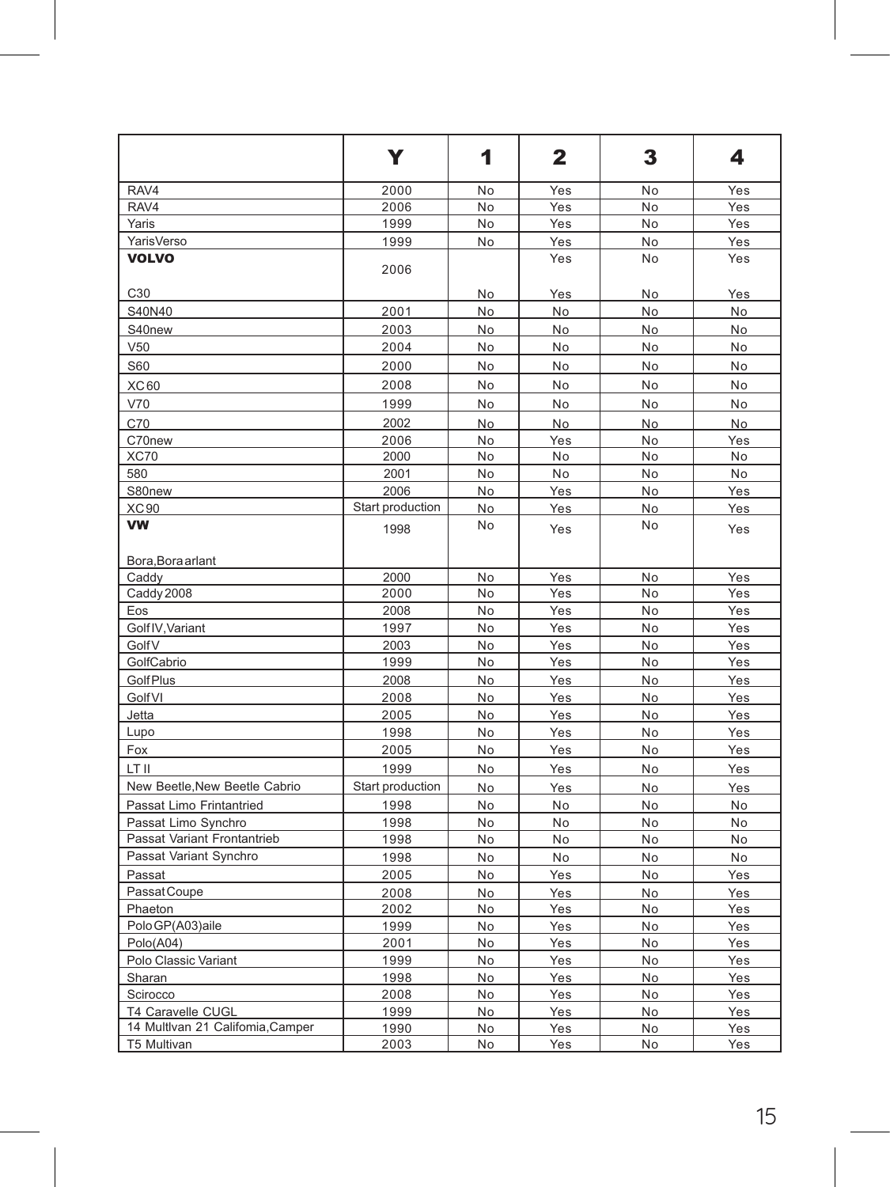| | Y | 1 | 2 | 3 | 4 |
|---|---|---|---|---|---|
| RAV4 | 2000 | No | Yes | No | Yes |
| RAV4 | 2006 | No | Yes | No | Yes |
| Yaris | 1999 | No | Yes | No | Yes |
| YarisVerso | 1999 | No | Yes | No | Yes |
| **VOLVO** | 2006 | | Yes | No | Yes |
| C30 | | No | Yes | No | Yes |
| S40N40 | 2001 | No | No | No | No |
| S40new | 2003 | No | No | No | No |
| V50 | 2004 | No | No | No | No |
| S60 | 2000 | No | No | No | No |
| XC60 | 2008 | No | No | No | No |
| V70 | 1999 | No | No | No | No |
| C70 | 2002 | No | No | No | No |
| C70new | 2006 | No | Yes | No | Yes |
| XC70 | 2000 | No | No | No | No |
| 580 | 2001 | No | No | No | No |
| S80new | 2006 | No | Yes | No | Yes |
| XC90 | Start production | No | Yes | No | Yes |
| **VW** | 1998 | No | Yes | No | Yes |
| Bora,Bora arlant | | | | | |
| Caddy | 2000 | No | Yes | No | Yes |
| Caddy 2008 | 2000 | No | Yes | No | Yes |
| Eos | 2008 | No | Yes | No | Yes |
| Golf IV,Variant | 1997 | No | Yes | No | Yes |
| Golf V | 2003 | No | Yes | No | Yes |
| GolfCabrio | 1999 | No | Yes | No | Yes |
| Golf Plus | 2008 | No | Yes | No | Yes |
| Golf VI | 2008 | No | Yes | No | Yes |
| Jetta | 2005 | No | Yes | No | Yes |
| Lupo | 1998 | No | Yes | No | Yes |
| Fox | 2005 | No | Yes | No | Yes |
| LT II | 1999 | No | Yes | No | Yes |
| New Beetle,New Beetle Cabrio | Start production | No | Yes | No | Yes |
| Passat Limo Frintantried | 1998 | No | No | No | No |
| Passat Limo Synchro | 1998 | No | No | No | No |
| Passat Variant Frontantrieb | 1998 | No | No | No | No |
| Passat Variant Synchro | 1998 | No | No | No | No |
| Passat | 2005 | No | Yes | No | Yes |
| Passat Coupe | 2008 | No | Yes | No | Yes |
| Phaeton | 2002 | No | Yes | No | Yes |
| Polo GP(A03)aile | 1999 | No | Yes | No | Yes |
| Polo(A04) | 2001 | No | Yes | No | Yes |
| Polo Classic Variant | 1999 | No | Yes | No | Yes |
| Sharan | 1998 | No | Yes | No | Yes |
| Scirocco | 2008 | No | Yes | No | Yes |
| T4 Caravelle CUGL | 1999 | No | Yes | No | Yes |
| 14 Multlvan 21 Califomia,Camper | 1990 | No | Yes | No | Yes |
| T5 Multivan | 2003 | No | Yes | No | Yes |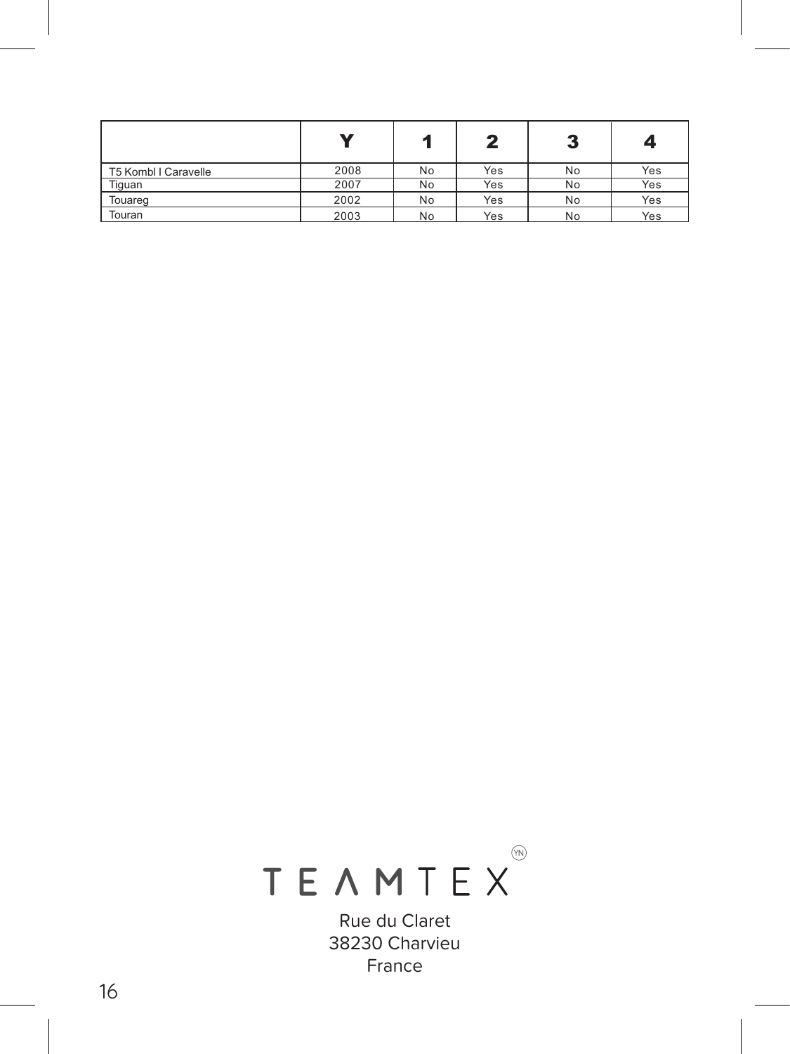| | Y | 1 | 2 | 3 | 4 |
|---|---|---|---|---|---|
| T5 Kombl I Caravelle | 2008 | No | Yes | No | Yes |
| Tiguan | 2007 | No | Yes | No | Yes |
| Touareg | 2002 | No | Yes | No | Yes |
| Touran | 2003 | No | Yes | No | Yes |

TEAMTEX

Rue du Claret
38230 Charvieu
France